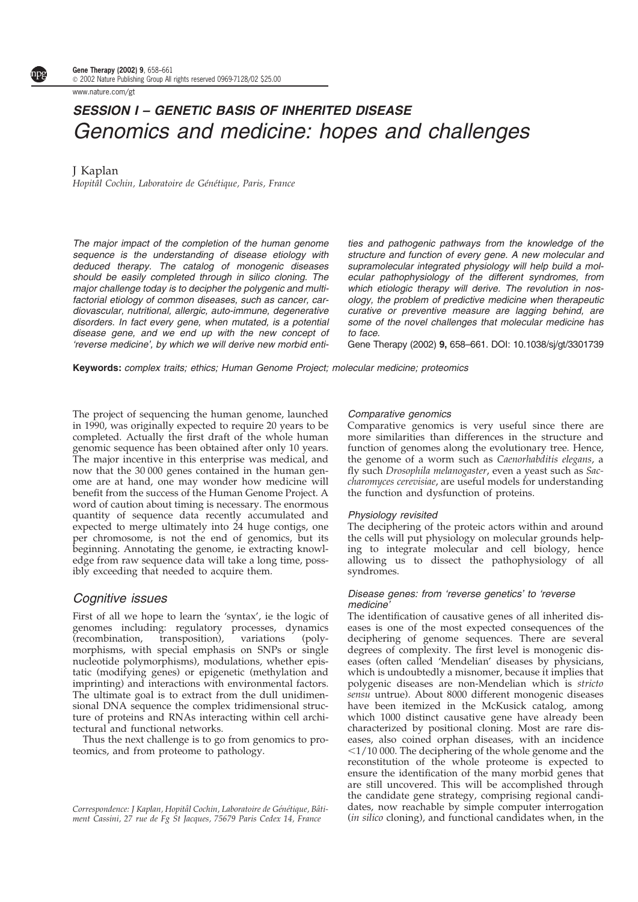## SESSION I – GENETIC BASIS OF INHERITED DISEASE

# Genomics and medicine: hopes and challenges

J Kaplan

*Hopitâl Cochin, Laboratoire de Génétique, Paris, France*

*The major impact of the completion of the human genome sequence is the understanding of disease etiology with deduced therapy. The catalog of monogenic diseases should be easily completed through in silico cloning. The major challenge today is to decipher the polygenic and multifactorial etiology of common diseases, such as cancer, cardiovascular, nutritional, allergic, auto-immune, degenerative disorders. In fact every gene, when mutated, is a potential disease gene, and we end up with the new concept of 'reverse medicine', by which we will derive new morbid entities and pathogenic pathways from the knowledge of the structure and function of every gene. A new molecular and supramolecular integrated physiology will help build a molecular pathophysiology of the different syndromes, from which etiologic therapy will derive. The revolution in nosology, the problem of predictive medicine when therapeutic curative or preventive measure are lagging behind, are some of the novel challenges that molecular medicine has to face.*

Gene Therapy (2002) **9,** 658–661. DOI: 10.1038/sj/gt/3301739

**Keywords:** *complex traits; ethics; Human Genome Project; molecular medicine; proteomics*

The project of sequencing the human genome, launched in 1990, was originally expected to require 20 years to be completed. Actually the first draft of the whole human genomic sequence has been obtained after only 10 years. The major incentive in this enterprise was medical, and now that the 30 000 genes contained in the human genome are at hand, one may wonder how medicine will benefit from the success of the Human Genome Project. A word of caution about timing is necessary. The enormous quantity of sequence data recently accumulated and expected to merge ultimately into 24 huge contigs, one per chromosome, is not the end of genomics, but its beginning. Annotating the genome, ie extracting knowledge from raw sequence data will take a long time, possibly exceeding that needed to acquire them.

## Cognitive issues

First of all we hope to learn the 'syntax', ie the logic of genomes including: regulatory processes, dynamics (recombination, transposition), variations (polymorphisms, with special emphasis on SNPs or single nucleotide polymorphisms), modulations, whether epistatic (modifying genes) or epigenetic (methylation and imprinting) and interactions with environmental factors. The ultimate goal is to extract from the dull unidimensional DNA sequence the complex tridimensional structure of proteins and RNAs interacting within cell architectural and functional networks.

Thus the next challenge is to go from genomics to proteomics, and from proteome to pathology.

### *Comparative genomics*

Comparative genomics is very useful since there are more similarities than differences in the structure and function of genomes along the evolutionary tree. Hence, the genome of a worm such as *Caenorhabditis elegans*, a fly such *Drosophila melanogaster*, even a yeast such as *Saccharomyces cerevisiae*, are useful models for understanding the function and dysfunction of proteins.

### *Physiology revisited*

The deciphering of the proteic actors within and around the cells will put physiology on molecular grounds helping to integrate molecular and cell biology, hence allowing us to dissect the pathophysiology of all syndromes.

### *Disease genes: from 'reverse genetics' to 'reverse medicine'*

The identification of causative genes of all inherited diseases is one of the most expected consequences of the deciphering of genome sequences. There are several degrees of complexity. The first level is monogenic diseases (often called 'Mendelian' diseases by physicians, which is undoubtedly a misnomer, because it implies that polygenic diseases are non-Mendelian which is *stricto sensu* untrue). About 8000 different monogenic diseases have been itemized in the McKusick catalog, among which 1000 distinct causative gene have already been characterized by positional cloning. Most are rare diseases, also coined orphan diseases, with an incidence $<1/10\,000$. The deciphering of the whole genome and the reconstitution of the whole proteome is expected to ensure the identification of the many morbid genes that are still uncovered. This will be accomplished through the candidate gene strategy, comprising regional candidates, now reachable by simple computer interrogation (*in silico* cloning), and functional candidates when, in the

Correspondence: J Kaplan, Hopitâl Cochin, Laboratoire de Génétique, Bâtiment Cassini, 27 rue de Fg St Jacques, 75679 Paris Cedex 14, France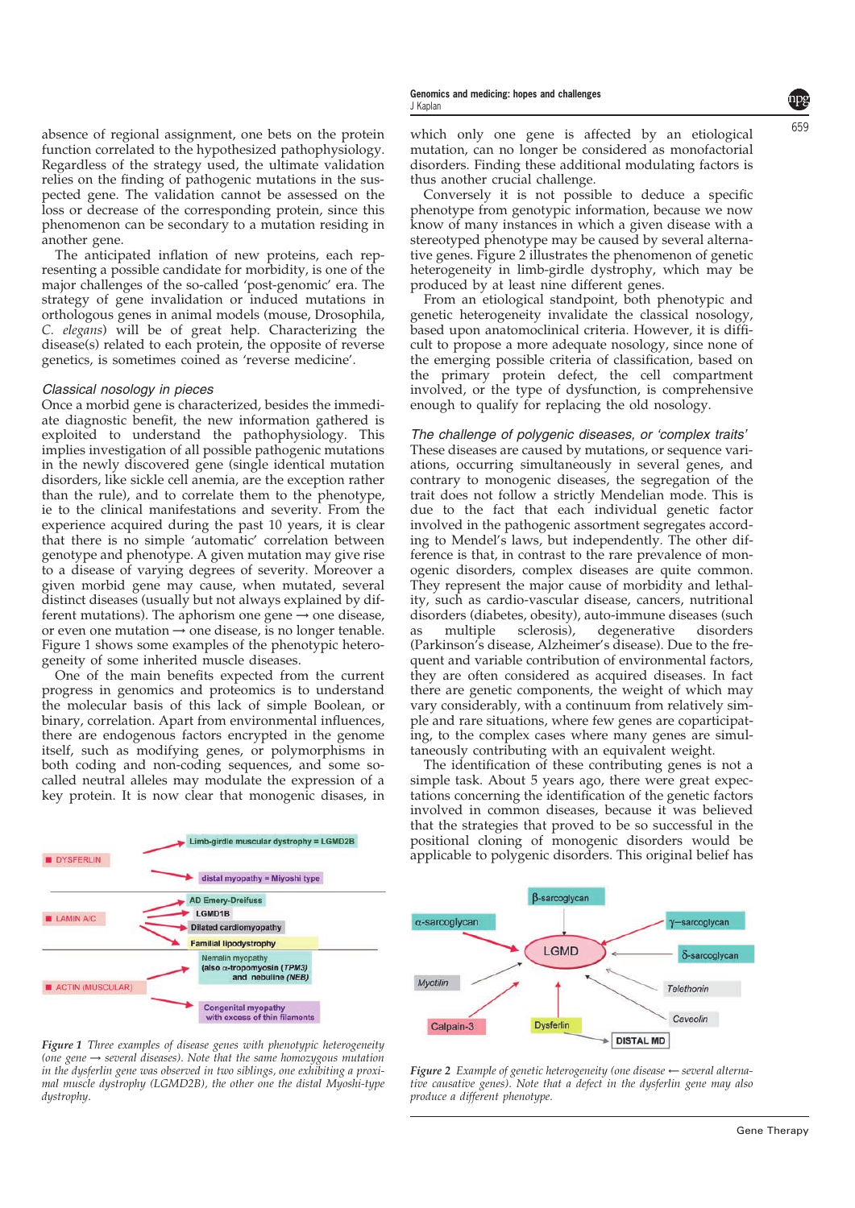absence of regional assignment, one bets on the protein function correlated to the hypothesized pathophysiology. Regardless of the strategy used, the ultimate validation relies on the finding of pathogenic mutations in the suspected gene. The validation cannot be assessed on the loss or decrease of the corresponding protein, since this phenomenon can be secondary to a mutation residing in another gene.

The anticipated inflation of new proteins, each representing a possible candidate for morbidity, is one of the major challenges of the so-called 'post-genomic' era. The strategy of gene invalidation or induced mutations in orthologous genes in animal models (mouse, Drosophila, *C. elegans*) will be of great help. Characterizing the disease(s) related to each protein, the opposite of reverse genetics, is sometimes coined as 'reverse medicine'.

### *Classical nosology in pieces*

Once a morbid gene is characterized, besides the immediate diagnostic benefit, the new information gathered is exploited to understand the pathophysiology. This implies investigation of all possible pathogenic mutations in the newly discovered gene (single identical mutation disorders, like sickle cell anemia, are the exception rather than the rule), and to correlate them to the phenotype, ie to the clinical manifestations and severity. From the experience acquired during the past 10 years, it is clear that there is no simple 'automatic' correlation between genotype and phenotype. A given mutation may give rise to a disease of varying degrees of severity. Moreover a given morbid gene may cause, when mutated, several distinct diseases (usually but not always explained by different mutations). The aphorism one gene → one disease, or even one mutation → one disease, is no longer tenable. Figure 1 shows some examples of the phenotypic heterogeneity of some inherited muscle diseases.

One of the main benefits expected from the current progress in genomics and proteomics is to understand the molecular basis of this lack of simple Boolean, or binary, correlation. Apart from environmental influences, there are endogenous factors encrypted in the genome itself, such as modifying genes, or polymorphisms in both coding and non-coding sequences, and some so-called neutral alleles may modulate the expression of a key protein. It is now clear that monogenic disases, in which only one gene is affected by an etiological mutation, can no longer be considered as monofactorial disorders. Finding these additional modulating factors is thus another crucial challenge.

Conversely it is not possible to deduce a specific phenotype from genotypic information, because we now know of many instances in which a given disease with a stereotyped phenotype may be caused by several alternative genes. Figure 2 illustrates the phenomenon of genetic heterogeneity in limb-girdle dystrophy, which may be produced by at least nine different genes.

From an etiological standpoint, both phenotypic and genetic heterogeneity invalidate the classical nosology, based upon anatomoclinical criteria. However, it is difficult to propose a more adequate nosology, since none of the emerging possible criteria of classification, based on the primary protein defect, the cell compartment involved, or the type of dysfunction, is comprehensive enough to qualify for replacing the old nosology.

### *The challenge of polygenic diseases, or 'complex traits'*

These diseases are caused by mutations, or sequence variations, occurring simultaneously in several genes, and contrary to monogenic diseases, the segregation of the trait does not follow a strictly Mendelian mode. This is due to the fact that each individual genetic factor involved in the pathogenic assortment segregates according to Mendel's laws, but independently. The other difference is that, in contrast to the rare prevalence of monogenic disorders, complex diseases are quite common. They represent the major cause of morbidity and lethality, such as cardio-vascular disease, cancers, nutritional disorders (diabetes, obesity), auto-immune diseases (such as multiple sclerosis), degenerative disorders (Parkinson's disease, Alzheimer's disease). Due to the frequent and variable contribution of environmental factors, they are often considered as acquired diseases. In fact there are genetic components, the weight of which may vary considerably, with a continuum from relatively simple and rare situations, where few genes are coparticipating, to the complex cases where many genes are simultaneously contributing with an equivalent weight.

The identification of these contributing genes is not a simple task. About 5 years ago, there were great expectations concerning the identification of the genetic factors involved in common diseases, because it was believed that the strategies that proved to be so successful in the positional cloning of monogenic disorders would be applicable to polygenic disorders. This original belief has

DYSFERLIN
Limb-girdle muscular dystrophy = LGMD2B
distal myopathy = Miyoshi type
LAMIN A/C
AD Emery-Dreifuss
LGMD1B
Dilated cardiomyopathy
Familial lipodystrophy
ACTIN (MUSCULAR)
Nemalin myopathy (also α-tropomyosin (*TPM3*) and nebuline (*NEB*))
Congenital myopathy with excess of thin filaments

*Figure 1* Three examples of disease genes with phenotypic heterogeneity (one gene → several diseases). Note that the same homozygous mutation in the dysferlin gene was observed in two siblings, one exhibiting a proximal muscle dystrophy (LGMD2B), the other one the distal Myoshi-type dystrophy.

β-sarcoglycan
α-sarcoglycan
γ-sarcoglycan
LGMD
δ-sarcoglycan
Myotilin
Telethonin
Caveolin
Calpain-3
Dysferlin
DISTAL MD

*Figure 2* Example of genetic heterogeneity (one disease ← several alternative causative genes). Note that a defect in the dysferlin gene may also produce a different phenotype.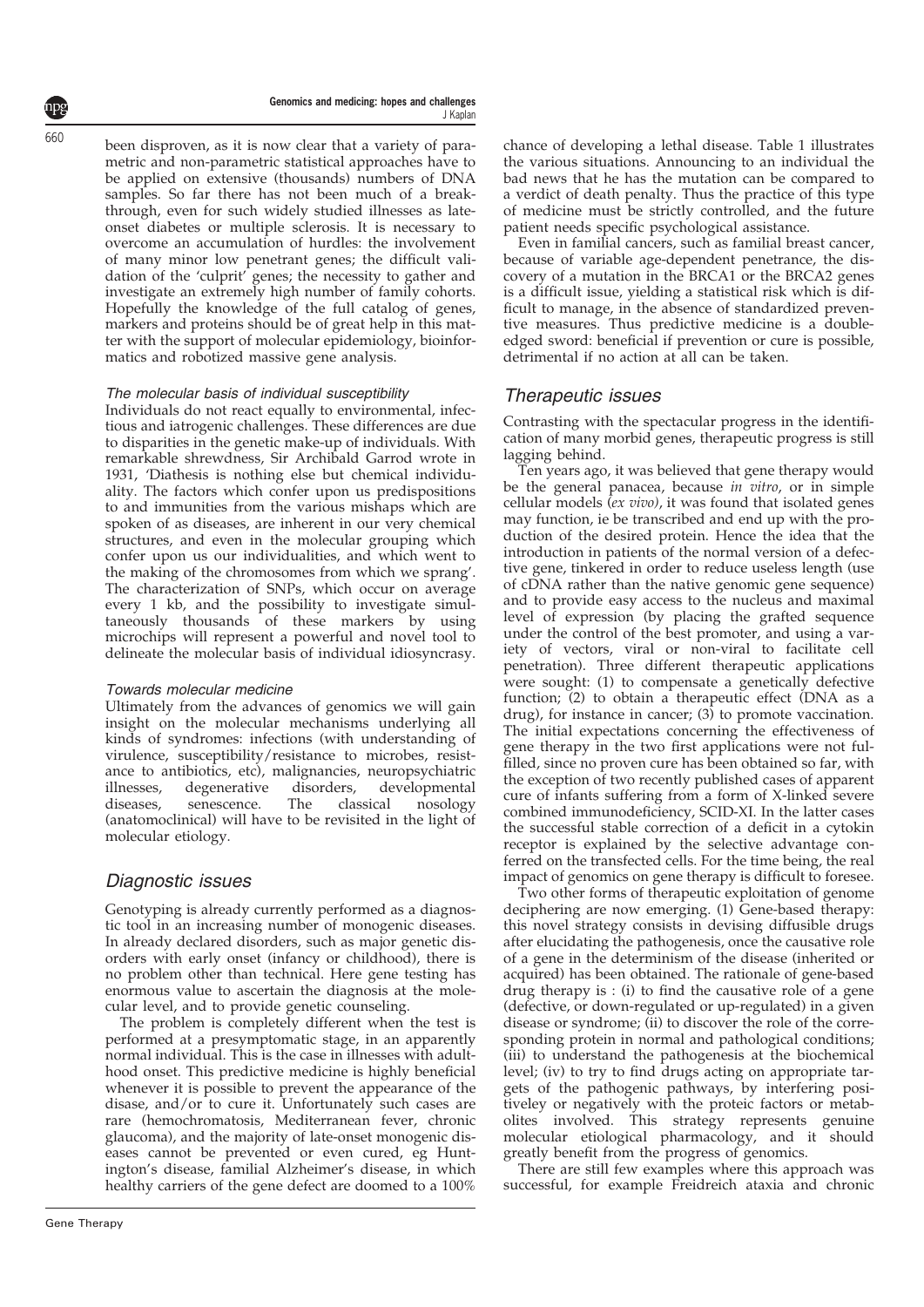been disproven, as it is now clear that a variety of parametric and non-parametric statistical approaches have to be applied on extensive (thousands) numbers of DNA samples. So far there has not been much of a breakthrough, even for such widely studied illnesses as late-onset diabetes or multiple sclerosis. It is necessary to overcome an accumulation of hurdles: the involvement of many minor low penetrant genes; the difficult validation of the 'culprit' genes; the necessity to gather and investigate an extremely high number of family cohorts. Hopefully the knowledge of the full catalog of genes, markers and proteins should be of great help in this matter with the support of molecular epidemiology, bioinformatics and robotized massive gene analysis.

### *The molecular basis of individual susceptibility*

Individuals do not react equally to environmental, infectious and iatrogenic challenges. These differences are due to disparities in the genetic make-up of individuals. With remarkable shrewdness, Sir Archibald Garrod wrote in 1931, 'Diathesis is nothing else but chemical individuality. The factors which confer upon us predispositions to and immunities from the various mishaps which are spoken of as diseases, are inherent in our very chemical structures, and even in the molecular grouping which confer upon us our individualities, and which went to the making of the chromosomes from which we sprang'. The characterization of SNPs, which occur on average every 1 kb, and the possibility to investigate simultaneously thousands of these markers by using microchips will represent a powerful and novel tool to delineate the molecular basis of individual idiosyncrasy.

### *Towards molecular medicine*

Ultimately from the advances of genomics we will gain insight on the molecular mechanisms underlying all kinds of syndromes: infections (with understanding of virulence, susceptibility/resistance to microbes, resistance to antibiotics, etc), malignancies, neuropsychiatric illnesses, degenerative disorders, developmental diseases, senescence. The classical nosology (anatomoclinical) will have to be revisited in the light of molecular etiology.

## *Diagnostic issues*

Genotyping is already currently performed as a diagnostic tool in an increasing number of monogenic diseases. In already declared disorders, such as major genetic disorders with early onset (infancy or childhood), there is no problem other than technical. Here gene testing has enormous value to ascertain the diagnosis at the molecular level, and to provide genetic counseling.

The problem is completely different when the test is performed at a presymptomatic stage, in an apparently normal individual. This is the case in illnesses with adulthood onset. This predictive medicine is highly beneficial whenever it is possible to prevent the appearance of the disease, and/or to cure it. Unfortunately such cases are rare (hemochromatosis, Mediterranean fever, chronic glaucoma), and the majority of late-onset monogenic diseases cannot be prevented or even cured, eg Huntington's disease, familial Alzheimer's disease, in which healthy carriers of the gene defect are doomed to a 100% chance of developing a lethal disease. Table 1 illustrates the various situations. Announcing to an individual the bad news that he has the mutation can be compared to a verdict of death penalty. Thus the practice of this type of medicine must be strictly controlled, and the future patient needs specific psychological assistance.

Even in familial cancers, such as familial breast cancer, because of variable age-dependent penetrance, the discovery of a mutation in the BRCA1 or the BRCA2 genes is a difficult issue, yielding a statistical risk which is difficult to manage, in the absence of standardized preventive measures. Thus predictive medicine is a double-edged sword: beneficial if prevention or cure is possible, detrimental if no action at all can be taken.

## *Therapeutic issues*

Contrasting with the spectacular progress in the identification of many morbid genes, therapeutic progress is still lagging behind.

Ten years ago, it was believed that gene therapy would be the general panacea, because *in vitro*, or in simple cellular models (*ex vivo*), it was found that isolated genes may function, ie be transcribed and end up with the production of the desired protein. Hence the idea that the introduction in patients of the normal version of a defective gene, tinkered in order to reduce useless length (use of cDNA rather than the native genomic gene sequence) and to provide easy access to the nucleus and maximal level of expression (by placing the grafted sequence under the control of the best promoter, and using a variety of vectors, viral or non-viral to facilitate cell penetration). Three different therapeutic applications were sought: (1) to compensate a genetically defective function; (2) to obtain a therapeutic effect (DNA as a drug), for instance in cancer; (3) to promote vaccination. The initial expectations concerning the effectiveness of gene therapy in the two first applications were not fulfilled, since no proven cure has been obtained so far, with the exception of two recently published cases of apparent cure of infants suffering from a form of X-linked severe combined immunodeficiency, SCID-XI. In the latter cases the successful stable correction of a deficit in a cytokin receptor is explained by the selective advantage conferred on the transfected cells. For the time being, the real impact of genomics on gene therapy is difficult to foresee.

Two other forms of therapeutic exploitation of genome deciphering are now emerging. (1) Gene-based therapy: this novel strategy consists in devising diffusible drugs after elucidating the pathogenesis, once the causative role of a gene in the determinism of the disease (inherited or acquired) has been obtained. The rationale of gene-based drug therapy is : (i) to find the causative role of a gene (defective, or down-regulated or up-regulated) in a given disease or syndrome; (ii) to discover the role of the corresponding protein in normal and pathological conditions; (iii) to understand the pathogenesis at the biochemical level; (iv) to try to find drugs acting on appropriate targets of the pathogenic pathways, by interfering positiveley or negatively with the proteic factors or metabolites involved. This strategy represents genuine molecular etiological pharmacology, and it should greatly benefit from the progress of genomics.

There are still few examples where this approach was successful, for example Freidreich ataxia and chronic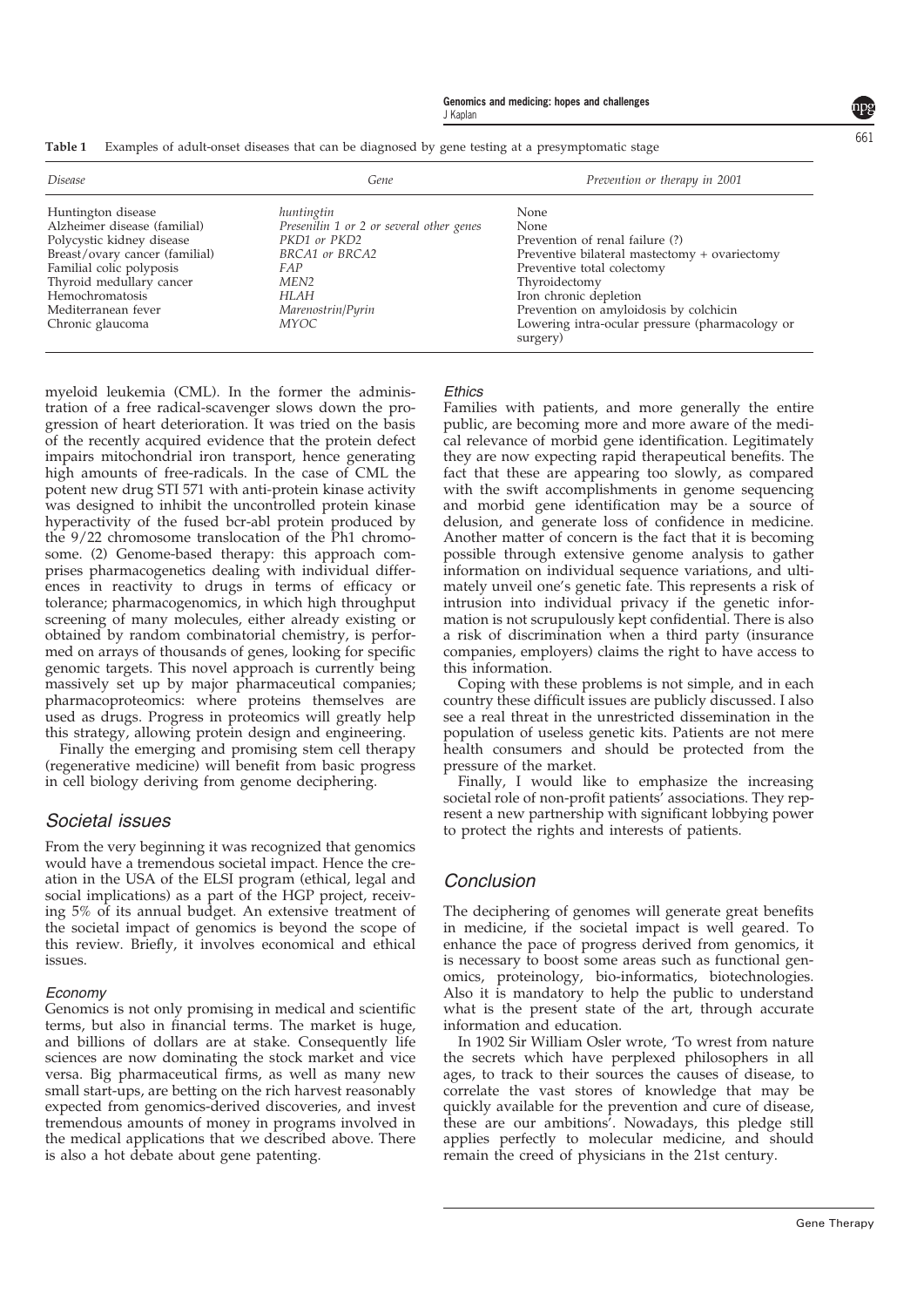**Table 1** Examples of adult-onset diseases that can be diagnosed by gene testing at a presymptomatic stage

| *Disease* | *Gene* | *Prevention or therapy in 2001* |
|---|---|---|
| Huntington disease | *huntingtin* | None |
| Alzheimer disease (familial) | *Presenilin 1 or 2 or several other genes* | None |
| Polycystic kidney disease | *PKD1 or PKD2* | Prevention of renal failure (?) |
| Breast/ovary cancer (familial) | *BRCA1 or BRCA2* | Preventive bilateral mastectomy + ovariectomy |
| Familial colic polyposis | *FAP* | Preventive total colectomy |
| Thyroid medullary cancer | *MEN2* | Thyroidectomy |
| Hemochromatosis | *HLAH* | Iron chronic depletion |
| Mediterranean fever | *Marenostrin/Pyrin* | Prevention on amyloidosis by colchicin |
| Chronic glaucoma | *MYOC* | Lowering intra-ocular pressure (pharmacology or surgery) |

myeloid leukemia (CML). In the former the administration of a free radical-scavenger slows down the progression of heart deterioration. It was tried on the basis of the recently acquired evidence that the protein defect impairs mitochondrial iron transport, hence generating high amounts of free-radicals. In the case of CML the potent new drug STI 571 with anti-protein kinase activity was designed to inhibit the uncontrolled protein kinase hyperactivity of the fused bcr-abl protein produced by the 9/22 chromosome translocation of the Ph1 chromosome. (2) Genome-based therapy: this approach comprises pharmacogenetics dealing with individual differences in reactivity to drugs in terms of efficacy or tolerance; pharmacogenomics, in which high throughput screening of many molecules, either already existing or obtained by random combinatorial chemistry, is performed on arrays of thousands of genes, looking for specific genomic targets. This novel approach is currently being massively set up by major pharmaceutical companies; pharmacoproteomics: where proteins themselves are used as drugs. Progress in proteomics will greatly help this strategy, allowing protein design and engineering.

Finally the emerging and promising stem cell therapy (regenerative medicine) will benefit from basic progress in cell biology deriving from genome deciphering.

## Societal issues

From the very beginning it was recognized that genomics would have a tremendous societal impact. Hence the creation in the USA of the ELSI program (ethical, legal and social implications) as a part of the HGP project, receiving 5% of its annual budget. An extensive treatment of the societal impact of genomics is beyond the scope of this review. Briefly, it involves economical and ethical issues.

### *Economy*

Genomics is not only promising in medical and scientific terms, but also in financial terms. The market is huge, and billions of dollars are at stake. Consequently life sciences are now dominating the stock market and vice versa. Big pharmaceutical firms, as well as many new small start-ups, are betting on the rich harvest reasonably expected from genomics-derived discoveries, and invest tremendous amounts of money in programs involved in the medical applications that we described above. There is also a hot debate about gene patenting.

### *Ethics*

Families with patients, and more generally the entire public, are becoming more and more aware of the medical relevance of morbid gene identification. Legitimately they are now expecting rapid therapeutical benefits. The fact that these are appearing too slowly, as compared with the swift accomplishments in genome sequencing and morbid gene identification may be a source of delusion, and generate loss of confidence in medicine. Another matter of concern is the fact that it is becoming possible through extensive genome analysis to gather information on individual sequence variations, and ultimately unveil one's genetic fate. This represents a risk of intrusion into individual privacy if the genetic information is not scrupulously kept confidential. There is also a risk of discrimination when a third party (insurance companies, employers) claims the right to have access to this information.

Coping with these problems is not simple, and in each country these difficult issues are publicly discussed. I also see a real threat in the unrestricted dissemination in the population of useless genetic kits. Patients are not mere health consumers and should be protected from the pressure of the market.

Finally, I would like to emphasize the increasing societal role of non-profit patients' associations. They represent a new partnership with significant lobbying power to protect the rights and interests of patients.

## Conclusion

The deciphering of genomes will generate great benefits in medicine, if the societal impact is well geared. To enhance the pace of progress derived from genomics, it is necessary to boost some areas such as functional genomics, proteinology, bio-informatics, biotechnologies. Also it is mandatory to help the public to understand what is the present state of the art, through accurate information and education.

In 1902 Sir William Osler wrote, 'To wrest from nature the secrets which have perplexed philosophers in all ages, to track to their sources the causes of disease, to correlate the vast stores of knowledge that may be quickly available for the prevention and cure of disease, these are our ambitions'. Nowadays, this pledge still applies perfectly to molecular medicine, and should remain the creed of physicians in the 21st century.